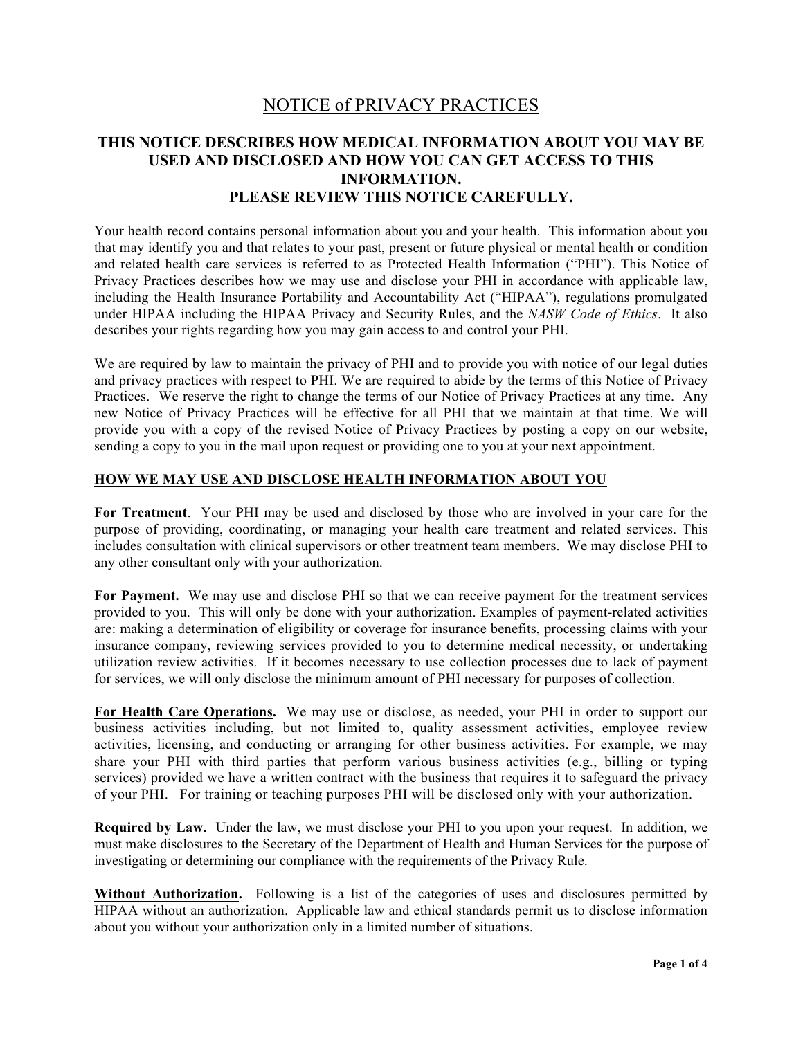# NOTICE of PRIVACY PRACTICES

## THIS NOTICE DESCRIBES HOW MEDICAL INFORMATION ABOUT YOU MAY BE USED AND DISCLOSED AND HOW YOU CAN GET ACCESS TO THIS INFORMATION.
## PLEASE REVIEW THIS NOTICE CAREFULLY.

Your health record contains personal information about you and your health. This information about you that may identify you and that relates to your past, present or future physical or mental health or condition and related health care services is referred to as Protected Health Information ("PHI"). This Notice of Privacy Practices describes how we may use and disclose your PHI in accordance with applicable law, including the Health Insurance Portability and Accountability Act ("HIPAA"), regulations promulgated under HIPAA including the HIPAA Privacy and Security Rules, and the *NASW Code of Ethics*. It also describes your rights regarding how you may gain access to and control your PHI.

We are required by law to maintain the privacy of PHI and to provide you with notice of our legal duties and privacy practices with respect to PHI. We are required to abide by the terms of this Notice of Privacy Practices. We reserve the right to change the terms of our Notice of Privacy Practices at any time. Any new Notice of Privacy Practices will be effective for all PHI that we maintain at that time. We will provide you with a copy of the revised Notice of Privacy Practices by posting a copy on our website, sending a copy to you in the mail upon request or providing one to you at your next appointment.

### HOW WE MAY USE AND DISCLOSE HEALTH INFORMATION ABOUT YOU

**For Treatment**. Your PHI may be used and disclosed by those who are involved in your care for the purpose of providing, coordinating, or managing your health care treatment and related services. This includes consultation with clinical supervisors or other treatment team members. We may disclose PHI to any other consultant only with your authorization.

**For Payment.** We may use and disclose PHI so that we can receive payment for the treatment services provided to you. This will only be done with your authorization. Examples of payment-related activities are: making a determination of eligibility or coverage for insurance benefits, processing claims with your insurance company, reviewing services provided to you to determine medical necessity, or undertaking utilization review activities. If it becomes necessary to use collection processes due to lack of payment for services, we will only disclose the minimum amount of PHI necessary for purposes of collection.

**For Health Care Operations.** We may use or disclose, as needed, your PHI in order to support our business activities including, but not limited to, quality assessment activities, employee review activities, licensing, and conducting or arranging for other business activities. For example, we may share your PHI with third parties that perform various business activities (e.g., billing or typing services) provided we have a written contract with the business that requires it to safeguard the privacy of your PHI. For training or teaching purposes PHI will be disclosed only with your authorization.

**Required by Law.** Under the law, we must disclose your PHI to you upon your request. In addition, we must make disclosures to the Secretary of the Department of Health and Human Services for the purpose of investigating or determining our compliance with the requirements of the Privacy Rule.

**Without Authorization.** Following is a list of the categories of uses and disclosures permitted by HIPAA without an authorization. Applicable law and ethical standards permit us to disclose information about you without your authorization only in a limited number of situations.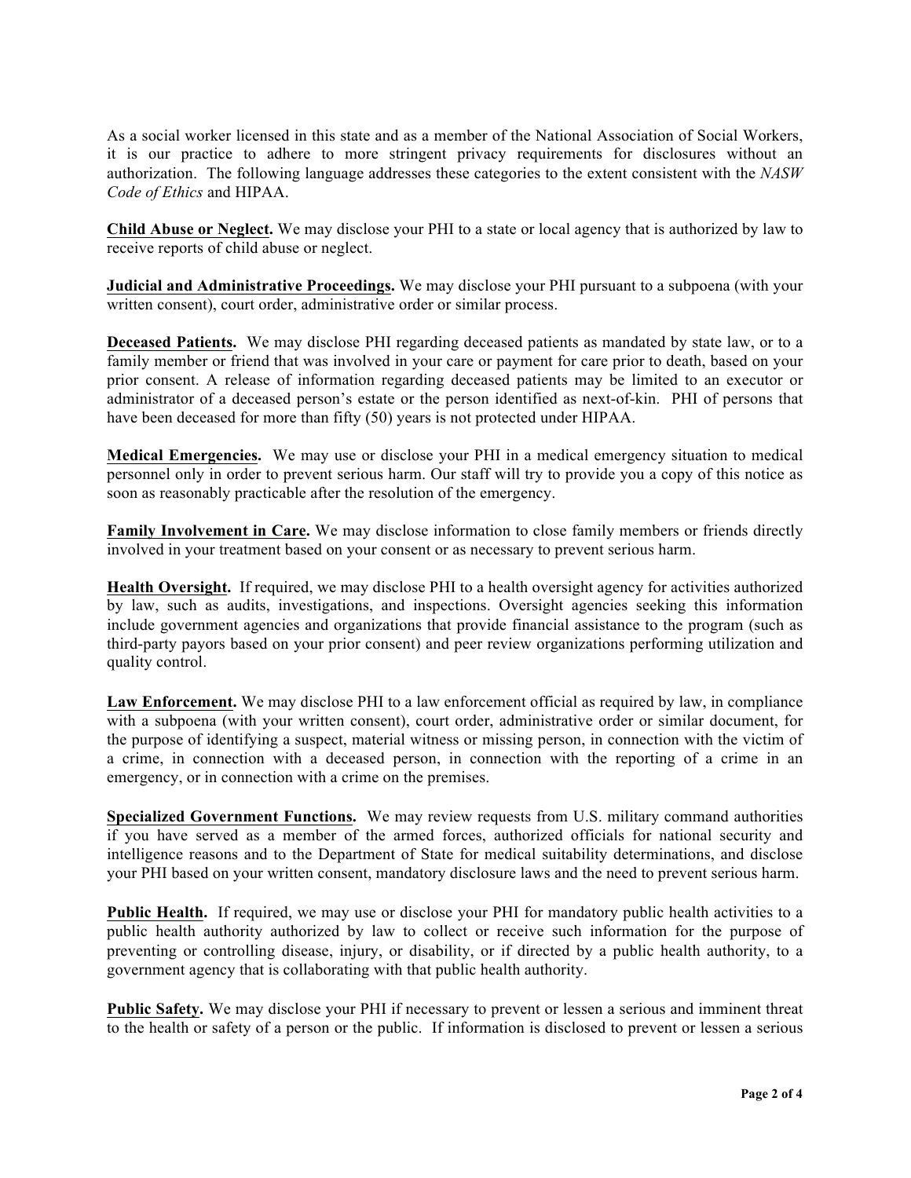As a social worker licensed in this state and as a member of the National Association of Social Workers, it is our practice to adhere to more stringent privacy requirements for disclosures without an authorization. The following language addresses these categories to the extent consistent with the *NASW Code of Ethics* and HIPAA.

**Child Abuse or Neglect.** We may disclose your PHI to a state or local agency that is authorized by law to receive reports of child abuse or neglect.

**Judicial and Administrative Proceedings.** We may disclose your PHI pursuant to a subpoena (with your written consent), court order, administrative order or similar process.

**Deceased Patients.** We may disclose PHI regarding deceased patients as mandated by state law, or to a family member or friend that was involved in your care or payment for care prior to death, based on your prior consent. A release of information regarding deceased patients may be limited to an executor or administrator of a deceased person's estate or the person identified as next-of-kin. PHI of persons that have been deceased for more than fifty (50) years is not protected under HIPAA.

**Medical Emergencies.** We may use or disclose your PHI in a medical emergency situation to medical personnel only in order to prevent serious harm. Our staff will try to provide you a copy of this notice as soon as reasonably practicable after the resolution of the emergency.

**Family Involvement in Care.** We may disclose information to close family members or friends directly involved in your treatment based on your consent or as necessary to prevent serious harm.

**Health Oversight.** If required, we may disclose PHI to a health oversight agency for activities authorized by law, such as audits, investigations, and inspections. Oversight agencies seeking this information include government agencies and organizations that provide financial assistance to the program (such as third-party payors based on your prior consent) and peer review organizations performing utilization and quality control.

**Law Enforcement.** We may disclose PHI to a law enforcement official as required by law, in compliance with a subpoena (with your written consent), court order, administrative order or similar document, for the purpose of identifying a suspect, material witness or missing person, in connection with the victim of a crime, in connection with a deceased person, in connection with the reporting of a crime in an emergency, or in connection with a crime on the premises.

**Specialized Government Functions.** We may review requests from U.S. military command authorities if you have served as a member of the armed forces, authorized officials for national security and intelligence reasons and to the Department of State for medical suitability determinations, and disclose your PHI based on your written consent, mandatory disclosure laws and the need to prevent serious harm.

**Public Health.** If required, we may use or disclose your PHI for mandatory public health activities to a public health authority authorized by law to collect or receive such information for the purpose of preventing or controlling disease, injury, or disability, or if directed by a public health authority, to a government agency that is collaborating with that public health authority.

**Public Safety.** We may disclose your PHI if necessary to prevent or lessen a serious and imminent threat to the health or safety of a person or the public. If information is disclosed to prevent or lessen a serious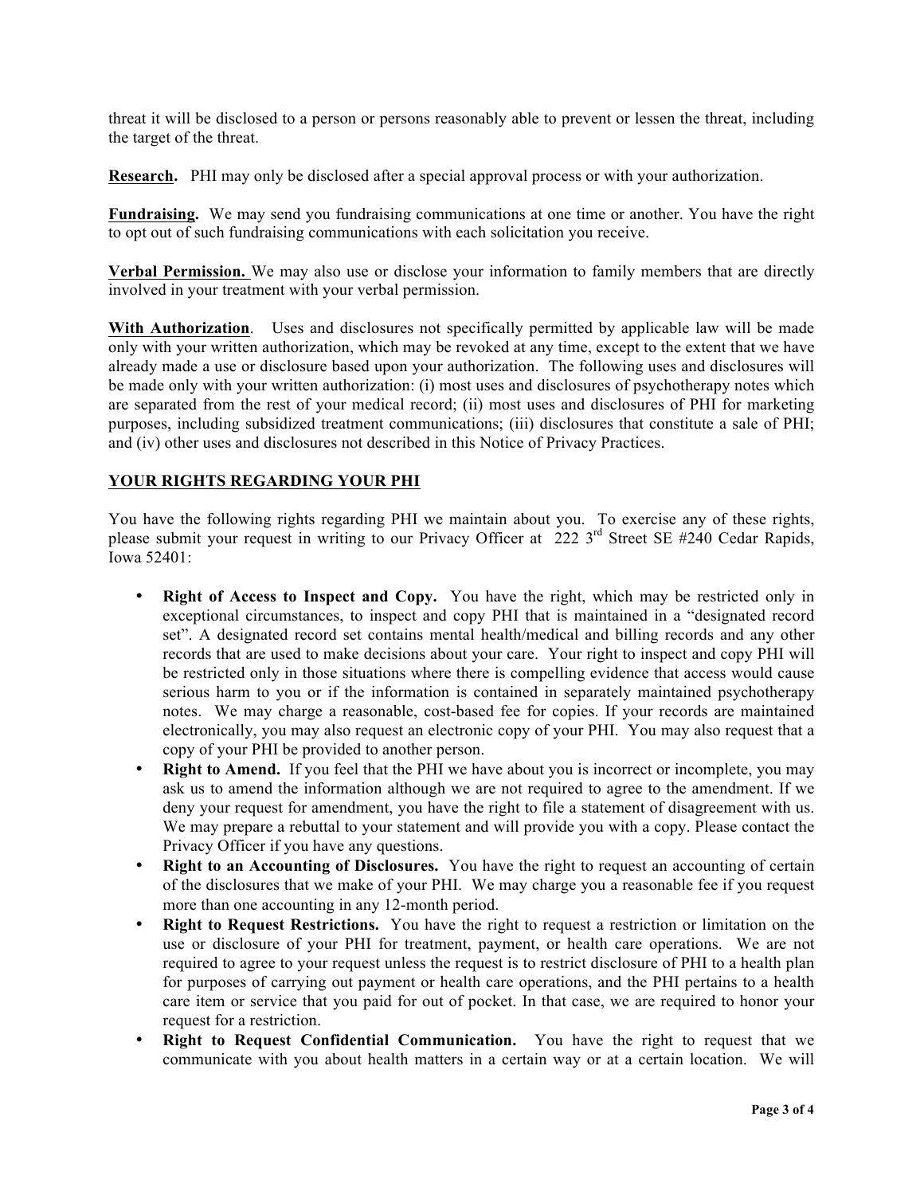threat it will be disclosed to a person or persons reasonably able to prevent or lessen the threat, including the target of the threat.

**Research.** PHI may only be disclosed after a special approval process or with your authorization.

**Fundraising.** We may send you fundraising communications at one time or another. You have the right to opt out of such fundraising communications with each solicitation you receive.

**Verbal Permission.** We may also use or disclose your information to family members that are directly involved in your treatment with your verbal permission.

**With Authorization**. Uses and disclosures not specifically permitted by applicable law will be made only with your written authorization, which may be revoked at any time, except to the extent that we have already made a use or disclosure based upon your authorization. The following uses and disclosures will be made only with your written authorization: (i) most uses and disclosures of psychotherapy notes which are separated from the rest of your medical record; (ii) most uses and disclosures of PHI for marketing purposes, including subsidized treatment communications; (iii) disclosures that constitute a sale of PHI; and (iv) other uses and disclosures not described in this Notice of Privacy Practices.

## YOUR RIGHTS REGARDING YOUR PHI

You have the following rights regarding PHI we maintain about you. To exercise any of these rights, please submit your request in writing to our Privacy Officer at 222 3rd Street SE #240 Cedar Rapids, Iowa 52401:

- **Right of Access to Inspect and Copy.** You have the right, which may be restricted only in exceptional circumstances, to inspect and copy PHI that is maintained in a "designated record set". A designated record set contains mental health/medical and billing records and any other records that are used to make decisions about your care. Your right to inspect and copy PHI will be restricted only in those situations where there is compelling evidence that access would cause serious harm to you or if the information is contained in separately maintained psychotherapy notes. We may charge a reasonable, cost-based fee for copies. If your records are maintained electronically, you may also request an electronic copy of your PHI. You may also request that a copy of your PHI be provided to another person.
- **Right to Amend.** If you feel that the PHI we have about you is incorrect or incomplete, you may ask us to amend the information although we are not required to agree to the amendment. If we deny your request for amendment, you have the right to file a statement of disagreement with us. We may prepare a rebuttal to your statement and will provide you with a copy. Please contact the Privacy Officer if you have any questions.
- **Right to an Accounting of Disclosures.** You have the right to request an accounting of certain of the disclosures that we make of your PHI. We may charge you a reasonable fee if you request more than one accounting in any 12-month period.
- **Right to Request Restrictions.** You have the right to request a restriction or limitation on the use or disclosure of your PHI for treatment, payment, or health care operations. We are not required to agree to your request unless the request is to restrict disclosure of PHI to a health plan for purposes of carrying out payment or health care operations, and the PHI pertains to a health care item or service that you paid for out of pocket. In that case, we are required to honor your request for a restriction.
- **Right to Request Confidential Communication.** You have the right to request that we communicate with you about health matters in a certain way or at a certain location. We will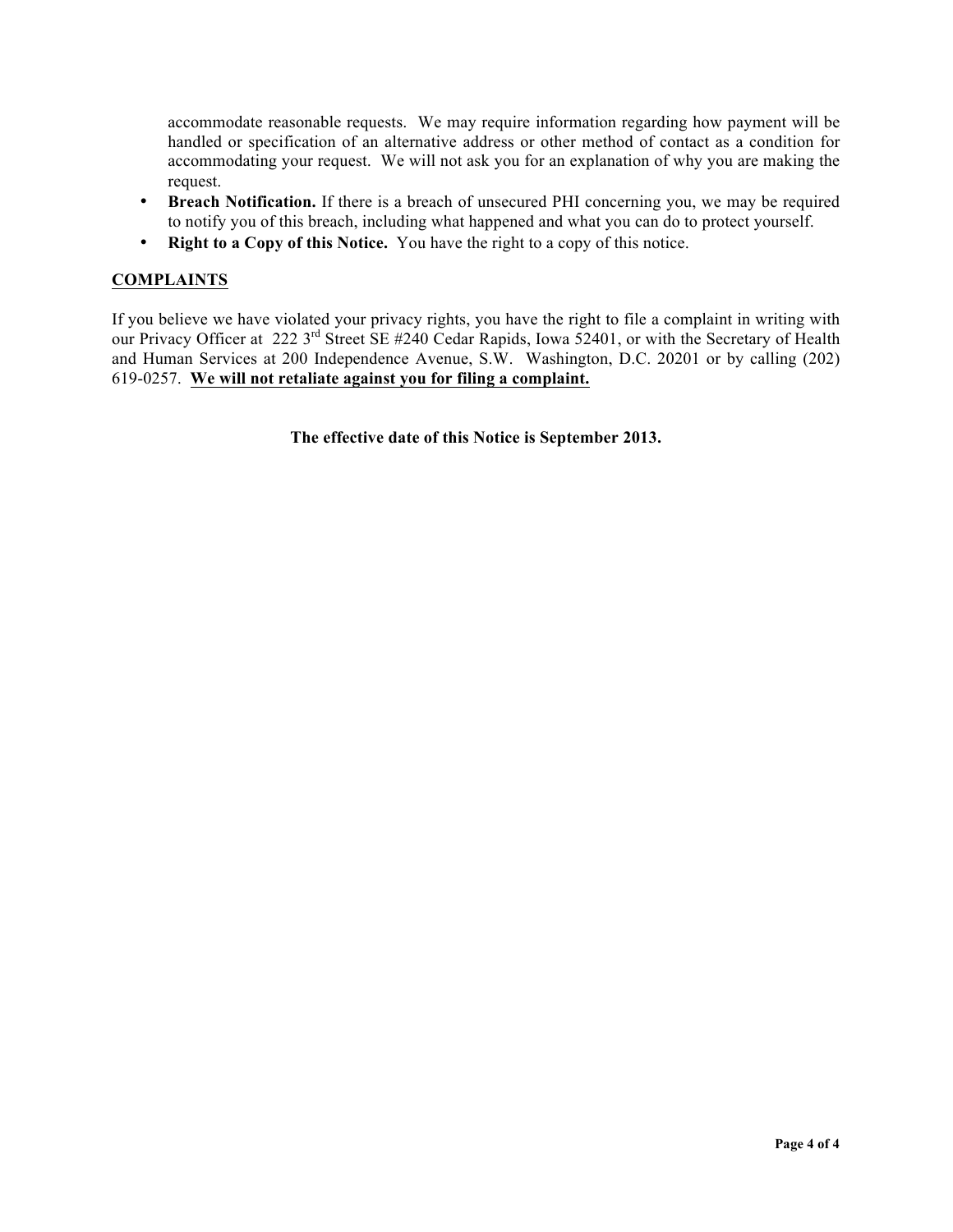accommodate reasonable requests. We may require information regarding how payment will be handled or specification of an alternative address or other method of contact as a condition for accommodating your request. We will not ask you for an explanation of why you are making the request.

- **Breach Notification.** If there is a breach of unsecured PHI concerning you, we may be required to notify you of this breach, including what happened and what you can do to protect yourself.
- **Right to a Copy of this Notice.** You have the right to a copy of this notice.

## COMPLAINTS

If you believe we have violated your privacy rights, you have the right to file a complaint in writing with our Privacy Officer at 222 3rd Street SE #240 Cedar Rapids, Iowa 52401, or with the Secretary of Health and Human Services at 200 Independence Avenue, S.W. Washington, D.C. 20201 or by calling (202) 619-0257. **We will not retaliate against you for filing a complaint.**

**The effective date of this Notice is September 2013.**